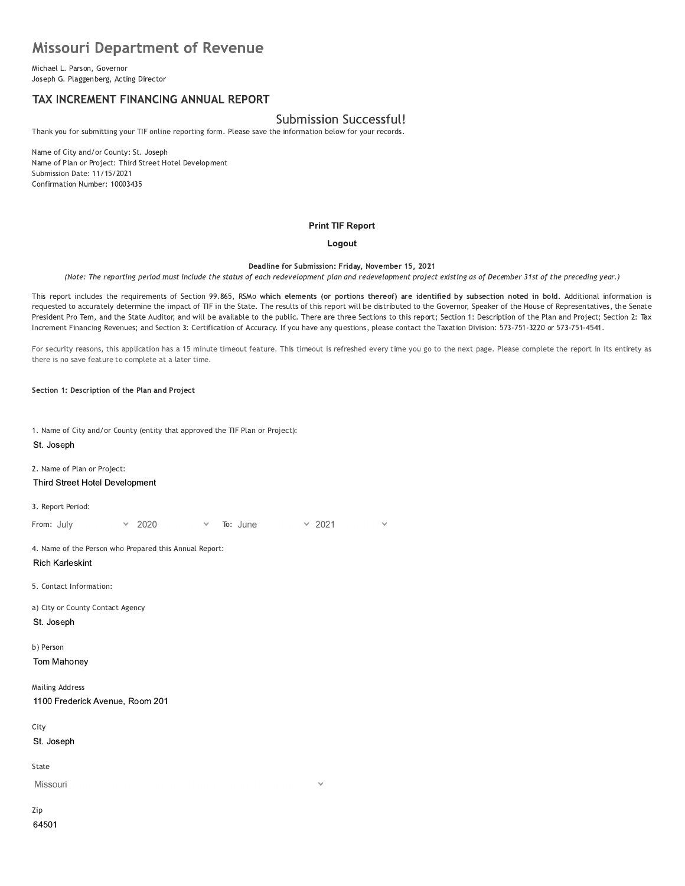# Missouri Department of Revenue

Michael L. Parson, Governor
Joseph G. Plaggenberg, Acting Director

## TAX INCREMENT FINANCING ANNUAL REPORT

### Submission Successful!

Thank you for submitting your TIF online reporting form. Please save the information below for your records.

Name of City and/or County: St. Joseph
Name of Plan or Project: Third Street Hotel Development
Submission Date: 11/15/2021
Confirmation Number: 10003435

**Print TIF Report**

**Logout**

**Deadline for Submission: Friday, November 15, 2021**

*(Note: The reporting period must include the status of each redevelopment plan and redevelopment project existing as of December 31st of the preceding year.)*

This report includes the requirements of Section 99.865, RSMo **which elements (or portions thereof) are identified by subsection noted in bold**. Additional information is requested to accurately determine the impact of TIF in the State. The results of this report will be distributed to the Governor, Speaker of the House of Representatives, the Senate President Pro Tem, and the State Auditor, and will be available to the public. There are three Sections to this report; Section 1: Description of the Plan and Project; Section 2: Tax Increment Financing Revenues; and Section 3: Certification of Accuracy. If you have any questions, please contact the Taxation Division: 573-751-3220 or 573-751-4541.

For security reasons, this application has a 15 minute timeout feature. This timeout is refreshed every time you go to the next page. Please complete the report in its entirety as there is no save feature to complete at a later time.

**Section 1: Description of the Plan and Project**

1. Name of City and/or County (entity that approved the TIF Plan or Project):

St. Joseph

2. Name of Plan or Project:

Third Street Hotel Development

3. Report Period:

From: July 2020 To: June 2021

4. Name of the Person who Prepared this Annual Report:

Rich Karleskint

5. Contact Information:

a) City or County Contact Agency

St. Joseph

b) Person

Tom Mahoney

Mailing Address

1100 Frederick Avenue, Room 201

City

St. Joseph

State

Missouri

Zip

64501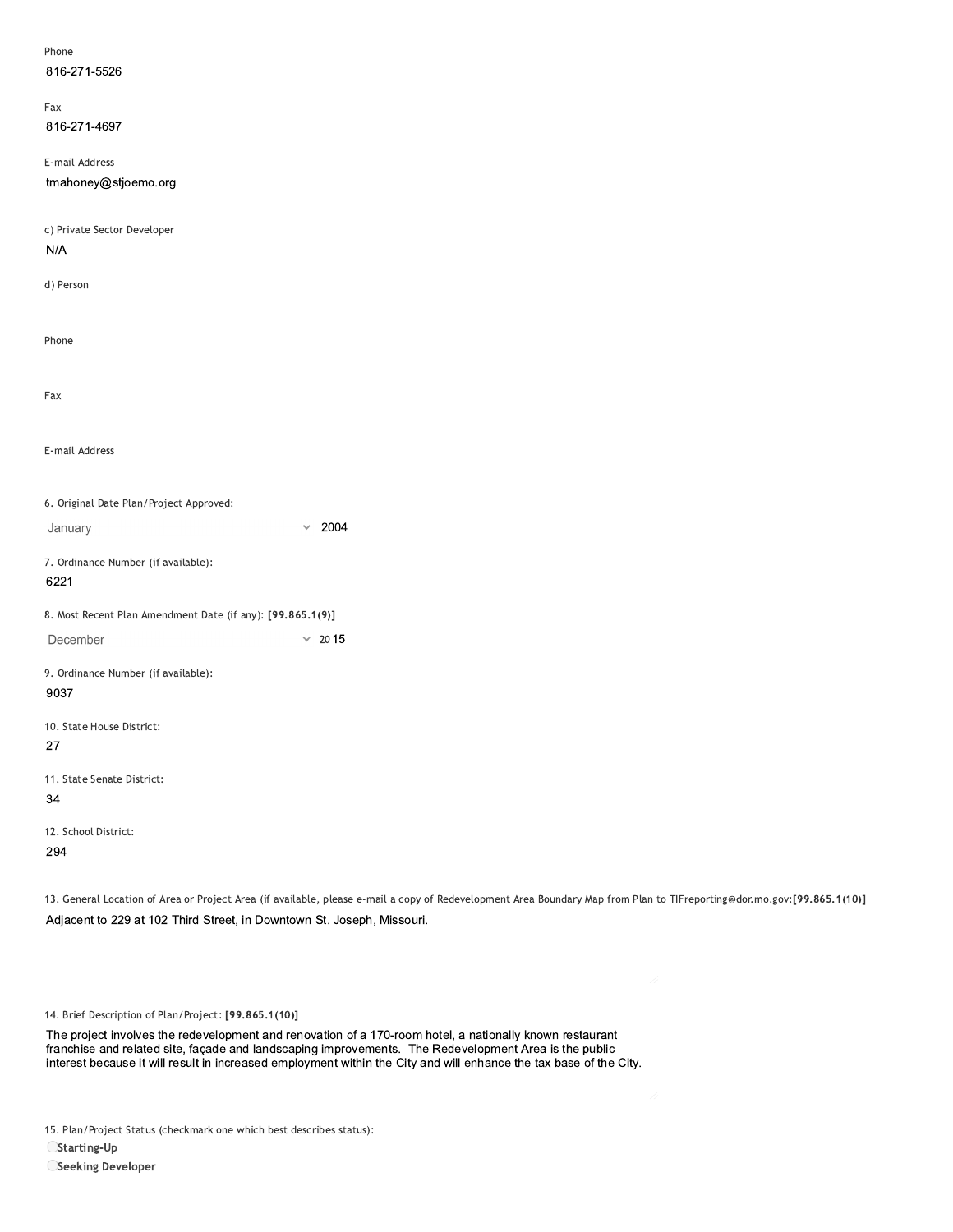Phone

816-271-5526

Fax

816-271-4697

E-mail Address

tmahoney@stjoemo.org

c) Private Sector Developer

N/A

d) Person

Phone

Fax

E-mail Address

6. Original Date Plan/Project Approved:

January 2004

7. Ordinance Number (if available):

6221

8. Most Recent Plan Amendment Date (if any): **[99.865.1(9)]**

December 2015

9. Ordinance Number (if available):

9037

10. State House District:

27

11. State Senate District:

34

12. School District:

294

13. General Location of Area or Project Area (if available, please e-mail a copy of Redevelopment Area Boundary Map from Plan to TIFreporting@dor.mo.gov:**[99.865.1(10)]**

Adjacent to 229 at 102 Third Street, in Downtown St. Joseph, Missouri.

14. Brief Description of Plan/Project: **[99.865.1(10)]**

The project involves the redevelopment and renovation of a 170-room hotel, a nationally known restaurant franchise and related site, façade and landscaping improvements. The Redevelopment Area is the public interest because it will result in increased employment within the City and will enhance the tax base of the City.

15. Plan/Project Status (checkmark one which best describes status):

- **Starting-Up**
- **Seeking Developer**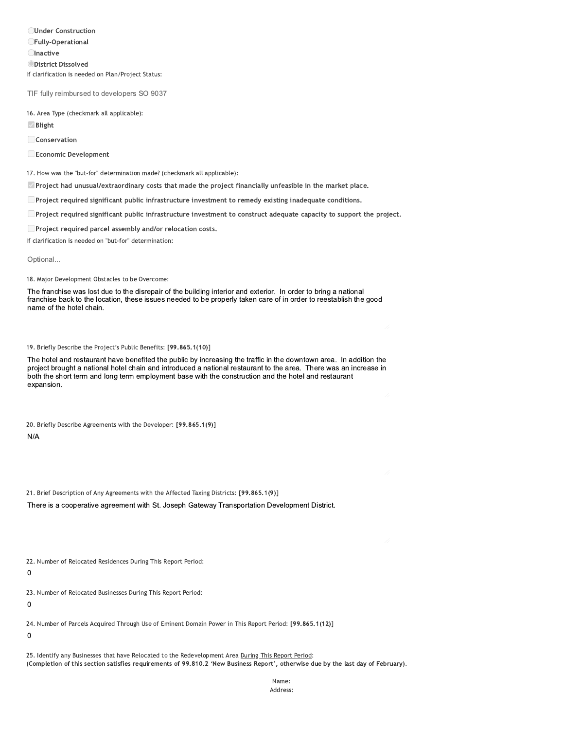- ○ **Under Construction**
- ○ **Fully-Operational**
- ○ **Inactive**
- ◉ **District Dissolved**

If clarification is needed on Plan/Project Status:

TIF fully reimbursed to developers SO 9037

16. Area Type (checkmark all applicable):

- [x] **Blight**
- [ ] **Conservation**
- [ ] **Economic Development**

17. How was the "but-for" determination made? (checkmark all applicable):

- [x] **Project had unusual/extraordinary costs that made the project financially unfeasible in the market place.**
- [ ] **Project required significant public infrastructure investment to remedy existing inadequate conditions.**
- [ ] **Project required significant public infrastructure investment to construct adequate capacity to support the project.**
- [ ] **Project required parcel assembly and/or relocation costs.**

If clarification is needed on "but-for" determination:

Optional...

18. Major Development Obstacles to be Overcome:

The franchise was lost due to the disrepair of the building interior and exterior. In order to bring a national franchise back to the location, these issues needed to be properly taken care of in order to reestablish the good name of the hotel chain.

19. Briefly Describe the Project's Public Benefits: **[99.865.1(10)]**

The hotel and restaurant have benefited the public by increasing the traffic in the downtown area. In addition the project brought a national hotel chain and introduced a national restaurant to the area. There was an increase in both the short term and long term employment base with the construction and the hotel and restaurant expansion.

20. Briefly Describe Agreements with the Developer: **[99.865.1(9)]**

N/A

21. Brief Description of Any Agreements with the Affected Taxing Districts: **[99.865.1(9)]**

There is a cooperative agreement with St. Joseph Gateway Transportation Development District.

22. Number of Relocated Residences During This Report Period:

0

23. Number of Relocated Businesses During This Report Period:

0

24. Number of Parcels Acquired Through Use of Eminent Domain Power in This Report Period: **[99.865.1(12)]**

0

25. Identify any Businesses that have Relocated to the Redevelopment Area <u>During This Report Period</u>:
**(Completion of this section satisfies requirements of 99.810.2 'New Business Report', otherwise due by the last day of February).**

Name:
Address: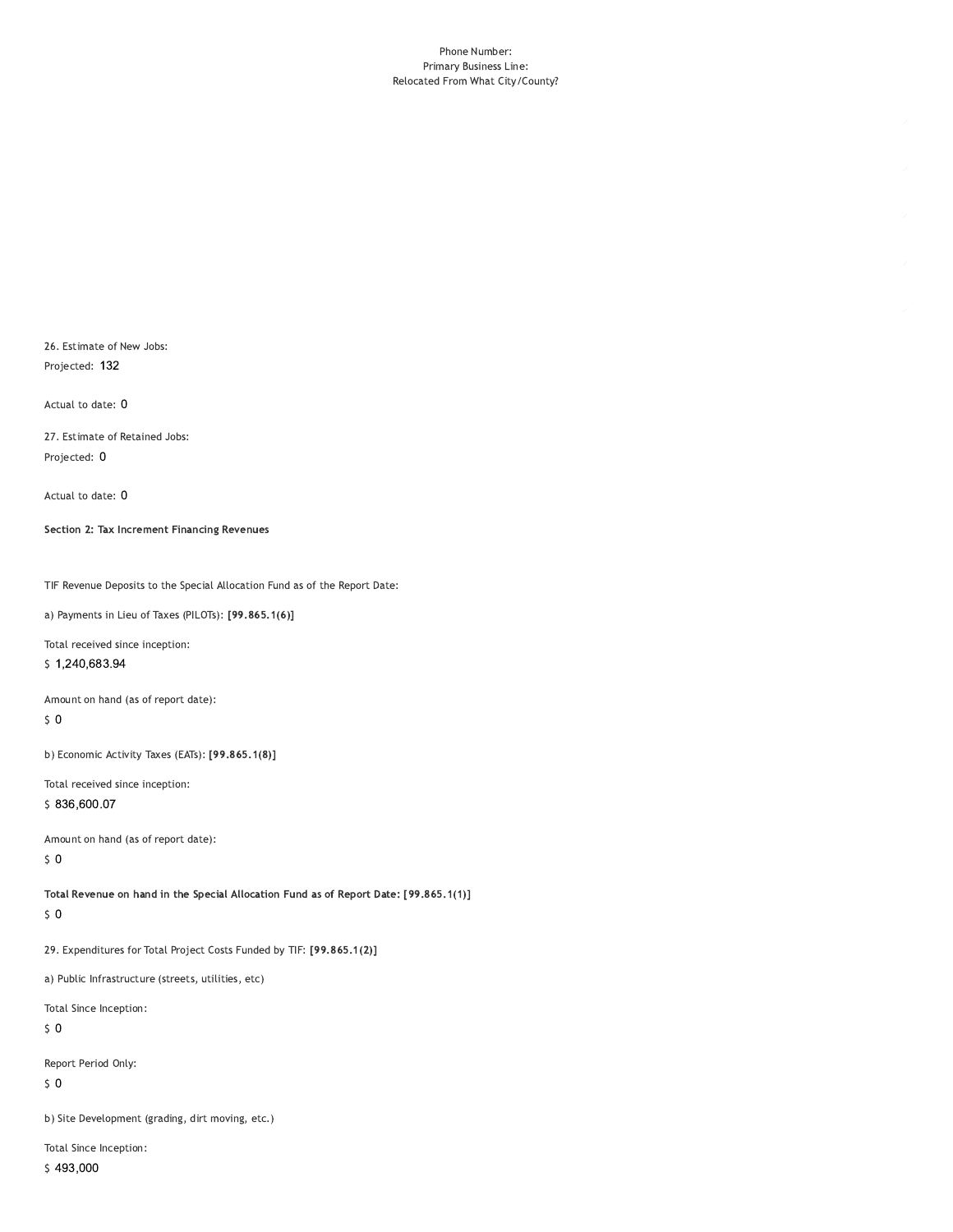Phone Number:
Primary Business Line:
Relocated From What City/County?

26. Estimate of New Jobs:
Projected: 132

Actual to date: 0

27. Estimate of Retained Jobs:
Projected: 0

Actual to date: 0

**Section 2: Tax Increment Financing Revenues**

TIF Revenue Deposits to the Special Allocation Fund as of the Report Date:

a) Payments in Lieu of Taxes (PILOTs): **[99.865.1(6)]**

Total received since inception:
$ 1,240,683.94

Amount on hand (as of report date):
$ 0

b) Economic Activity Taxes (EATs): **[99.865.1(8)]**

Total received since inception:
$ 836,600.07

Amount on hand (as of report date):
$ 0

**Total Revenue on hand in the Special Allocation Fund as of Report Date: [99.865.1(1)]**
$ 0

29. Expenditures for Total Project Costs Funded by TIF: **[99.865.1(2)]**

a) Public Infrastructure (streets, utilities, etc)

Total Since Inception:
$ 0

Report Period Only:
$ 0

b) Site Development (grading, dirt moving, etc.)

Total Since Inception:
$ 493,000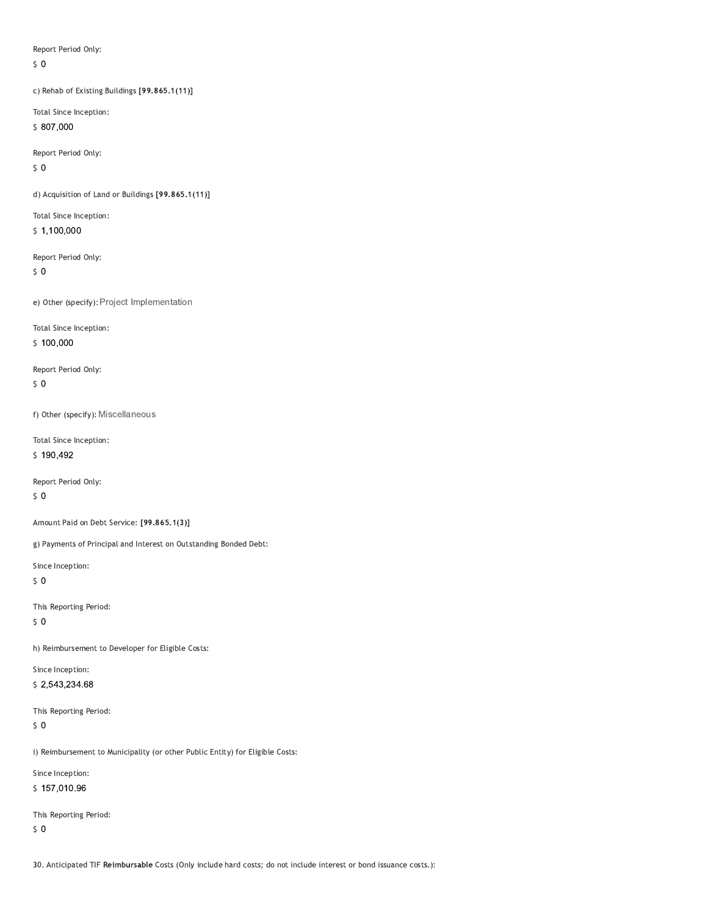Report Period Only:

$ 0

c) Rehab of Existing Buildings **[99.865.1(11)]**

Total Since Inception:

$ 807,000

Report Period Only:

$ 0

d) Acquisition of Land or Buildings **[99.865.1(11)]**

Total Since Inception:

$ 1,100,000

Report Period Only:

$ 0

e) Other (specify): Project Implementation

Total Since Inception:

$ 100,000

Report Period Only:

$ 0

f) Other (specify): Miscellaneous

Total Since Inception:

$ 190,492

Report Period Only:

$ 0

Amount Paid on Debt Service: **[99.865.1(3)]**

g) Payments of Principal and Interest on Outstanding Bonded Debt:

Since Inception:

$ 0

This Reporting Period:

$ 0

h) Reimbursement to Developer for Eligible Costs:

Since Inception:

$ 2,543,234.68

This Reporting Period:

$ 0

i) Reimbursement to Municipality (or other Public Entity) for Eligible Costs:

Since Inception:

$ 157,010.96

This Reporting Period:

$ 0

30. Anticipated TIF **Reimbursable** Costs (Only include hard costs; do not include interest or bond issuance costs.):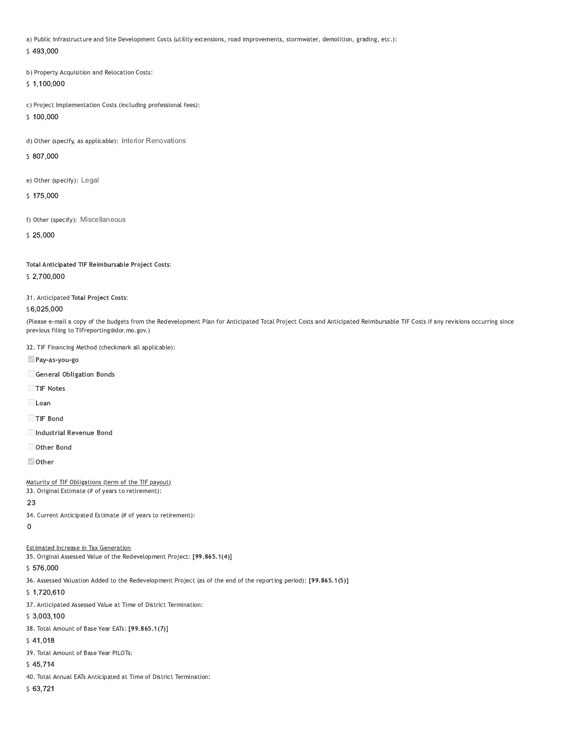a) Public Infrastructure and Site Development Costs (utility extensions, road improvements, stormwater, demolition, grading, etc.):

$ 493,000

b) Property Acquisition and Relocation Costs:

$ 1,100,000

c) Project Implementation Costs (including professional fees):

$ 100,000

d) Other (specify, as applicable): Interior Renovations

$ 807,000

e) Other (specify): Legal

$ 175,000

f) Other (specify): Miscellaneous

$ 25,000

**Total Anticipated TIF Reimbursable Project Costs:**

$ 2,700,000

31. Anticipated **Total Project Costs:**

$ 6,025,000

(Please e-mail a copy of the budgets from the Redevelopment Plan for Anticipated Total Project Costs and Anticipated Reimbursable TIF Costs if any revisions occurring since previous filing to TIFreporting@dor.mo.gov.)

32. TIF Financing Method (checkmark all applicable):

- [x] **Pay-as-you-go**
- [ ] **General Obligation Bonds**
- [ ] **TIF Notes**
- [ ] **Loan**
- [ ] **TIF Bond**
- [ ] **Industrial Revenue Bond**
- [ ] **Other Bond**
- [x] **Other**

Maturity of TIF Obligations (term of the TIF payout)

33. Original Estimate (# of years to retirement):

23

34. Current Anticipated Estimate (# of years to retirement):

0

Estimated Increase in Tax Generation

35. Original Assessed Value of the Redevelopment Project: **[99.865.1(4)]**

$ 576,000

36. Assessed Valuation Added to the Redevelopment Project (as of the end of the reporting period): **[99.865.1(5)]**

$ 1,720,610

37. Anticipated Assessed Value at Time of District Termination:

$ 3,003,100

38. Total Amount of Base Year EATs: **[99.865.1(7)]**

$ 41,018

39. Total Amount of Base Year PILOTs:

$ 45,714

40. Total Annual EATs Anticipated at Time of District Termination:

$ 63,721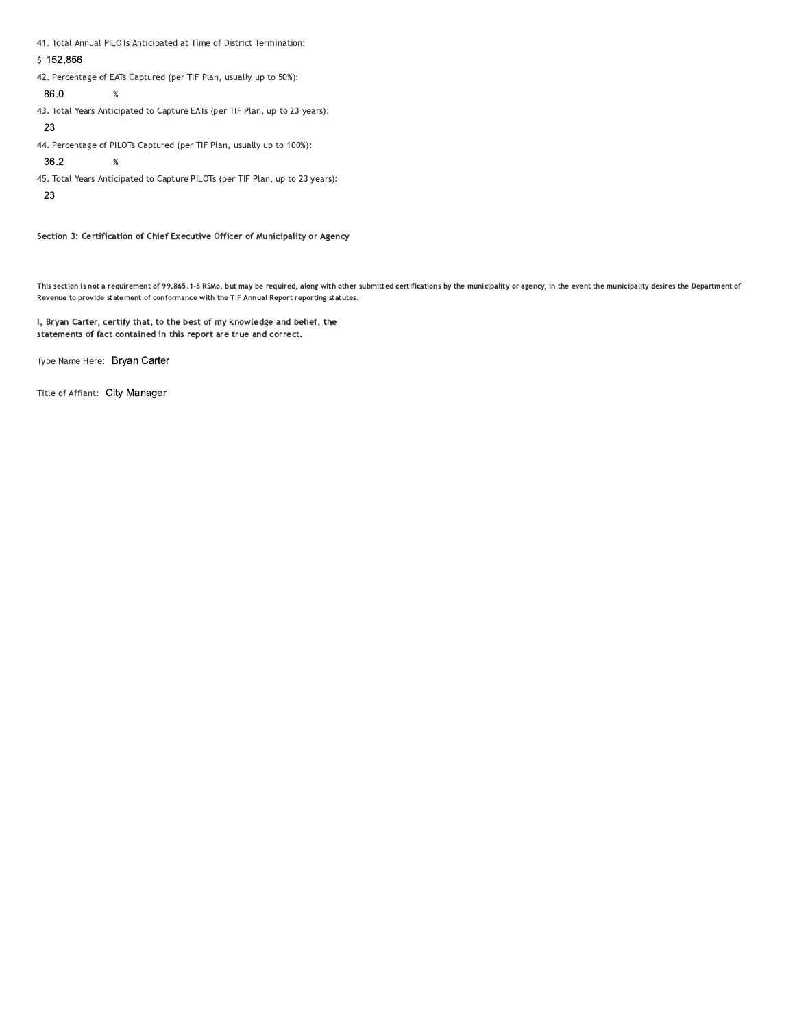41. Total Annual PILOTs Anticipated at Time of District Termination:

$ 152,856

42. Percentage of EATs Captured (per TIF Plan, usually up to 50%):

86.0 %

43. Total Years Anticipated to Capture EATs (per TIF Plan, up to 23 years):

23

44. Percentage of PILOTs Captured (per TIF Plan, usually up to 100%):

36.2 %

45. Total Years Anticipated to Capture PILOTs (per TIF Plan, up to 23 years):

23

**Section 3: Certification of Chief Executive Officer of Municipality or Agency**

**This section is not a requirement of 99.865.1-8 RSMo, but may be required, along with other submitted certifications by the municipality or agency, in the event the municipality desires the Department of Revenue to provide statement of conformance with the TIF Annual Report reporting statutes.**

**I, Bryan Carter, certify that, to the best of my knowledge and belief, the statements of fact contained in this report are true and correct.**

Type Name Here: Bryan Carter

Title of Affiant: City Manager